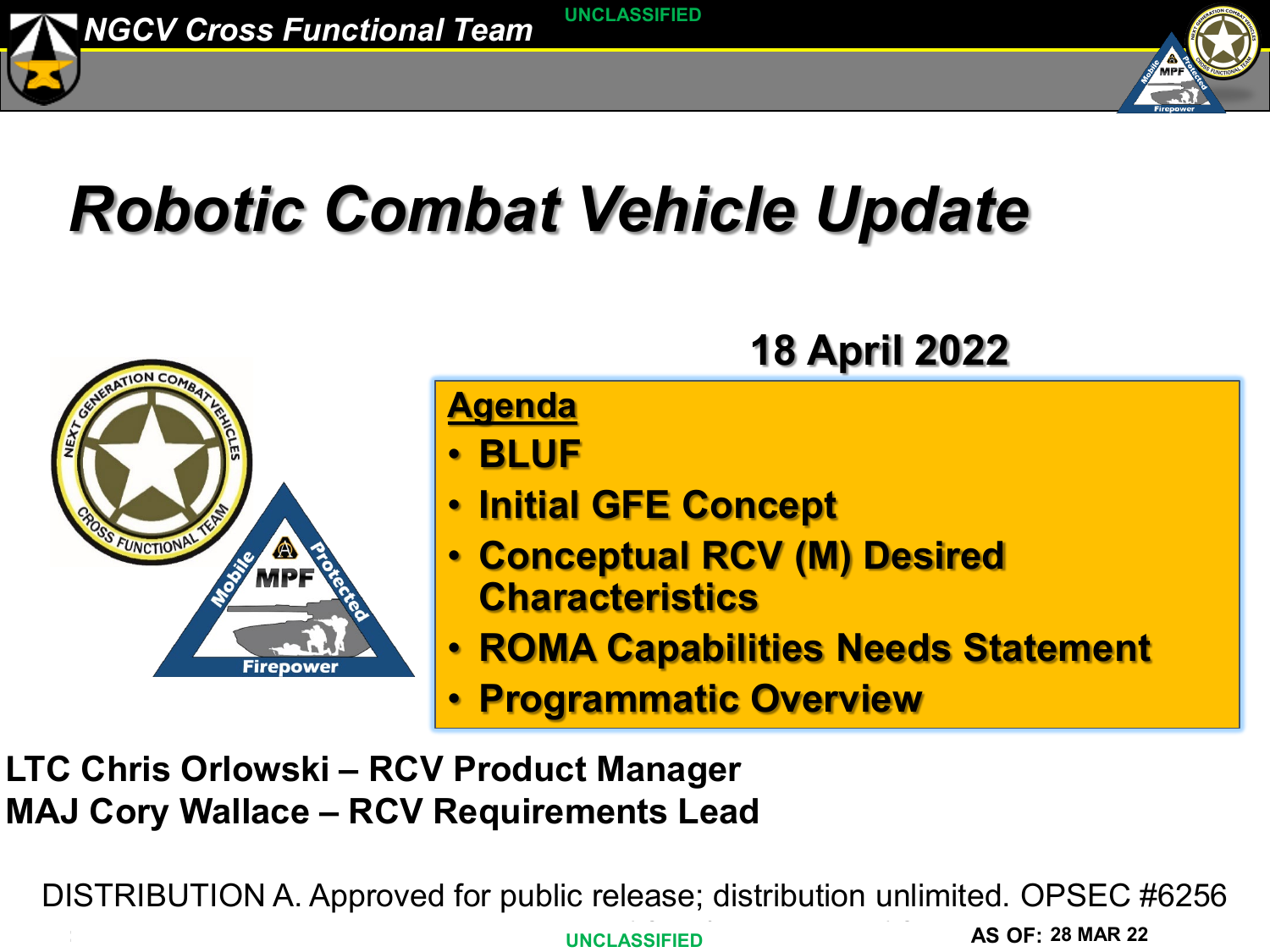UNCLASSIFIED

NGCV Cross Functional Team

# Robotic Combat Vehicle Update

**18 April 2022**

**Agenda**

- **BLUF**
- **Initial GFE Concept**
- **Conceptual RCV (M) Desired Characteristics**
- **ROMA Capabilities Needs Statement**
- **Programmatic Overview**

**LTC Chris Orlowski – RCV Product Manager**
**MAJ Cory Wallace – RCV Requirements Lead**

DISTRIBUTION A. Approved for public release; distribution unlimited. OPSEC #6256

AS OF: 28 MAR 22

UNCLASSIFIED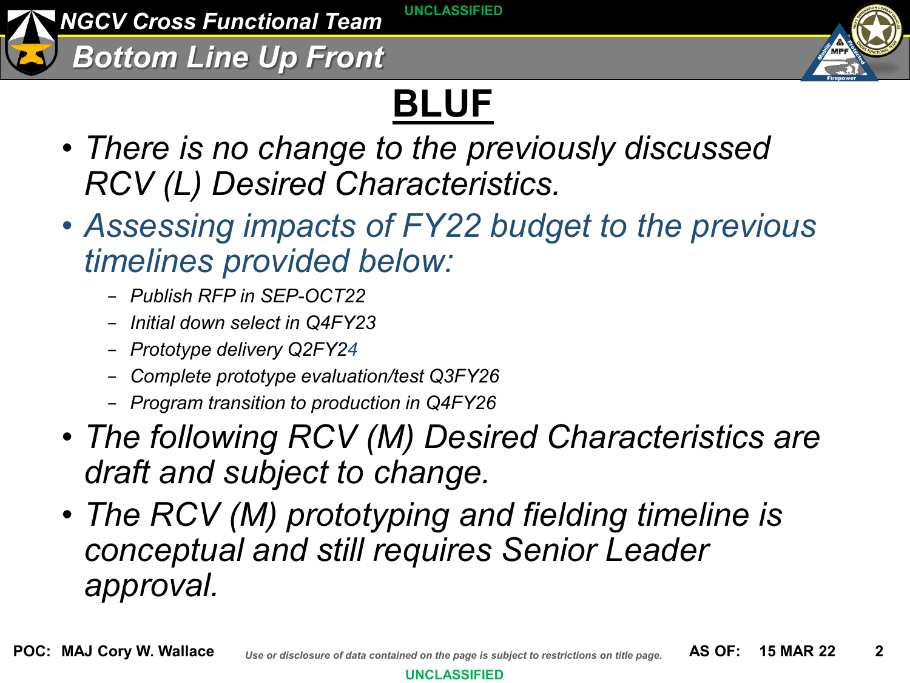# BLUF

- *There is no change to the previously discussed RCV (L) Desired Characteristics.*
- *Assessing impacts of FY22 budget to the previous timelines provided below:*
  - *Publish RFP in SEP-OCT22*
  - *Initial down select in Q4FY23*
  - *Prototype delivery Q2FY24*
  - *Complete prototype evaluation/test Q3FY26*
  - *Program transition to production in Q4FY26*
- *The following RCV (M) Desired Characteristics are draft and subject to change.*
- *The RCV (M) prototyping and fielding timeline is conceptual and still requires Senior Leader approval.*

**POC: MAJ Cory W. Wallace**

*Use or disclosure of data contained on the page is subject to restrictions on title page.*

**AS OF: 15 MAR 22**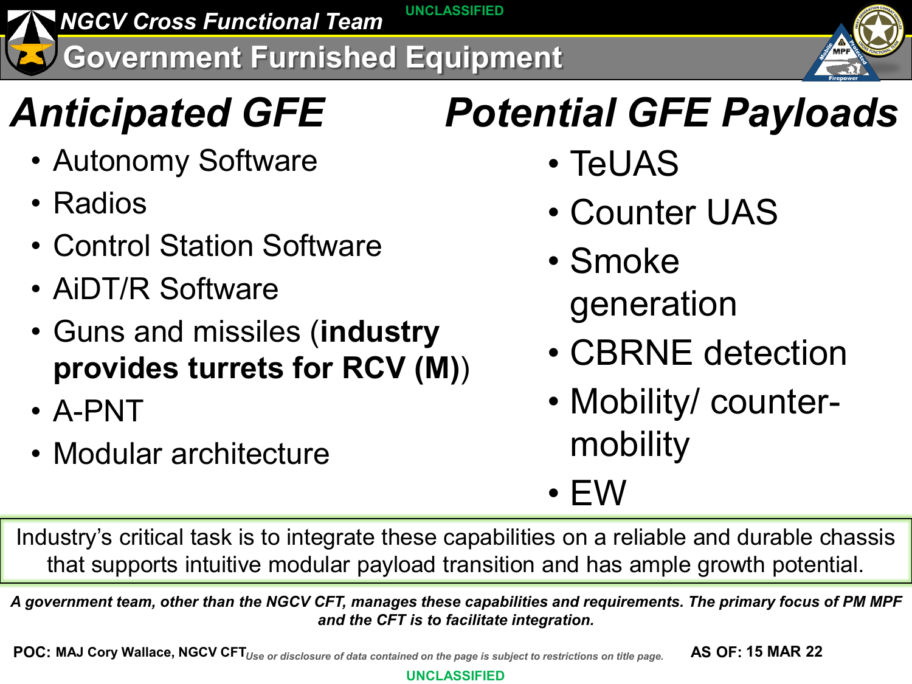# Government Furnished Equipment

## Anticipated GFE

- Autonomy Software
- Radios
- Control Station Software
- AiDT/R Software
- Guns and missiles (**industry provides turrets for RCV (M)**)
- A-PNT
- Modular architecture

## Potential GFE Payloads

- TeUAS
- Counter UAS
- Smoke generation
- CBRNE detection
- Mobility/ counter-mobility
- EW

Industry's critical task is to integrate these capabilities on a reliable and durable chassis that supports intuitive modular payload transition and has ample growth potential.

***A government team, other than the NGCV CFT, manages these capabilities and requirements. The primary focus of PM MPF and the CFT is to facilitate integration.***

**POC:** **MAJ Cory Wallace, NGCV CFT** *Use or disclosure of data contained on the page is subject to restrictions on title page.* **AS OF: 15 MAR 22**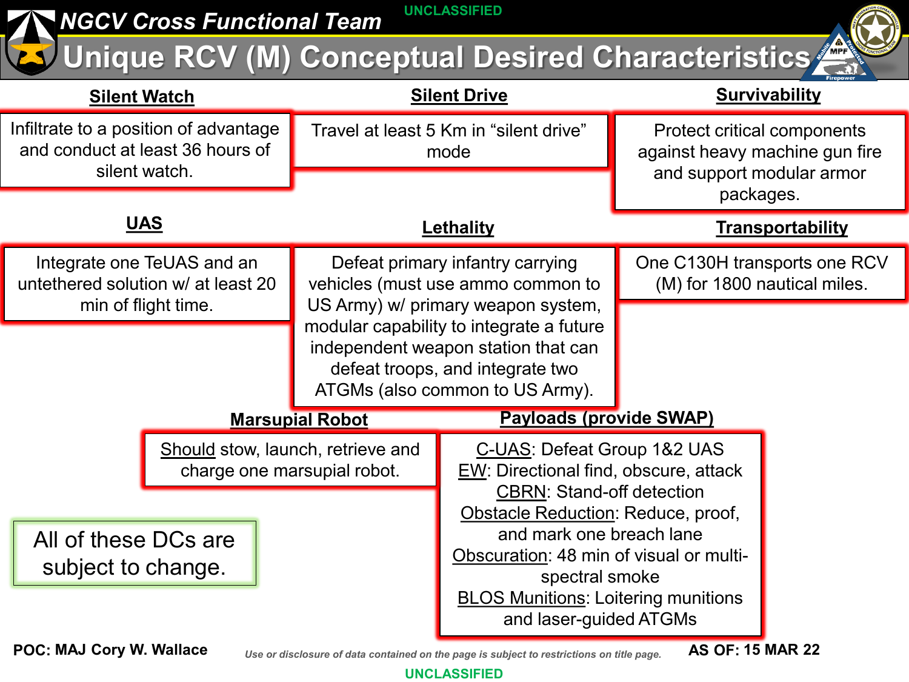UNCLASSIFIED

NGCV Cross Functional Team

# Unique RCV (M) Conceptual Desired Characteristics

### Silent Watch

Infiltrate to a position of advantage and conduct at least 36 hours of silent watch.

### Silent Drive

Travel at least 5 Km in “silent drive” mode

### Survivability

Protect critical components against heavy machine gun fire and support modular armor packages.

### UAS

Integrate one TeUAS and an untethered solution w/ at least 20 min of flight time.

### Lethality

Defeat primary infantry carrying vehicles (must use ammo common to US Army) w/ primary weapon system, modular capability to integrate a future independent weapon station that can defeat troops, and integrate two ATGMs (also common to US Army).

### Transportability

One C130H transports one RCV (M) for 1800 nautical miles.

### Marsupial Robot

Should stow, launch, retrieve and charge one marsupial robot.

### Payloads (provide SWAP)

C-UAS: Defeat Group 1&2 UAS
EW: Directional find, obscure, attack
CBRN: Stand-off detection
Obstacle Reduction: Reduce, proof, and mark one breach lane
Obscuration: 48 min of visual or multi-spectral smoke
BLOS Munitions: Loitering munitions and laser-guided ATGMs

All of these DCs are subject to change.

**POC: MAJ Cory W. Wallace**

*Use or disclosure of data contained on the page is subject to restrictions on title page.*

**AS OF: 15 MAR 22**

UNCLASSIFIED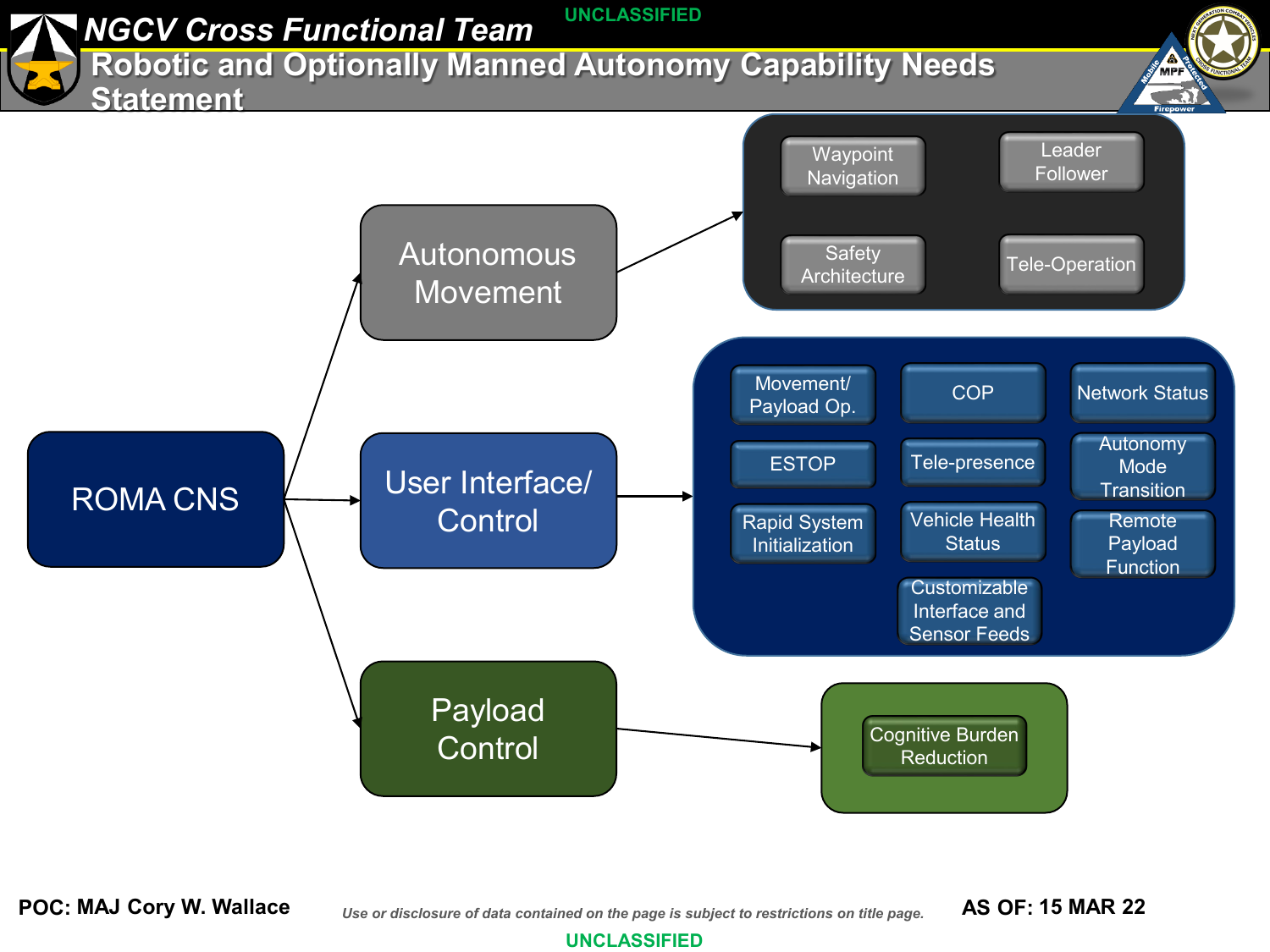UNCLASSIFIED

# NGCV Cross Functional Team

## Robotic and Optionally Manned Autonomy Capability Needs Statement

**ROMA CNS**

- **Autonomous Movement**
  - Waypoint Navigation
  - Leader Follower
  - Safety Architecture
  - Tele-Operation
- **User Interface/ Control**
  - Movement/ Payload Op.
  - COP
  - Network Status
  - ESTOP
  - Tele-presence
  - Autonomy Mode Transition
  - Rapid System Initialization
  - Vehicle Health Status
  - Remote Payload Function
  - Customizable Interface and Sensor Feeds
- **Payload Control**
  - Cognitive Burden Reduction

**POC:** MAJ Cory W. Wallace

*Use or disclosure of data contained on the page is subject to restrictions on title page.*

**AS OF:** 15 MAR 22

UNCLASSIFIED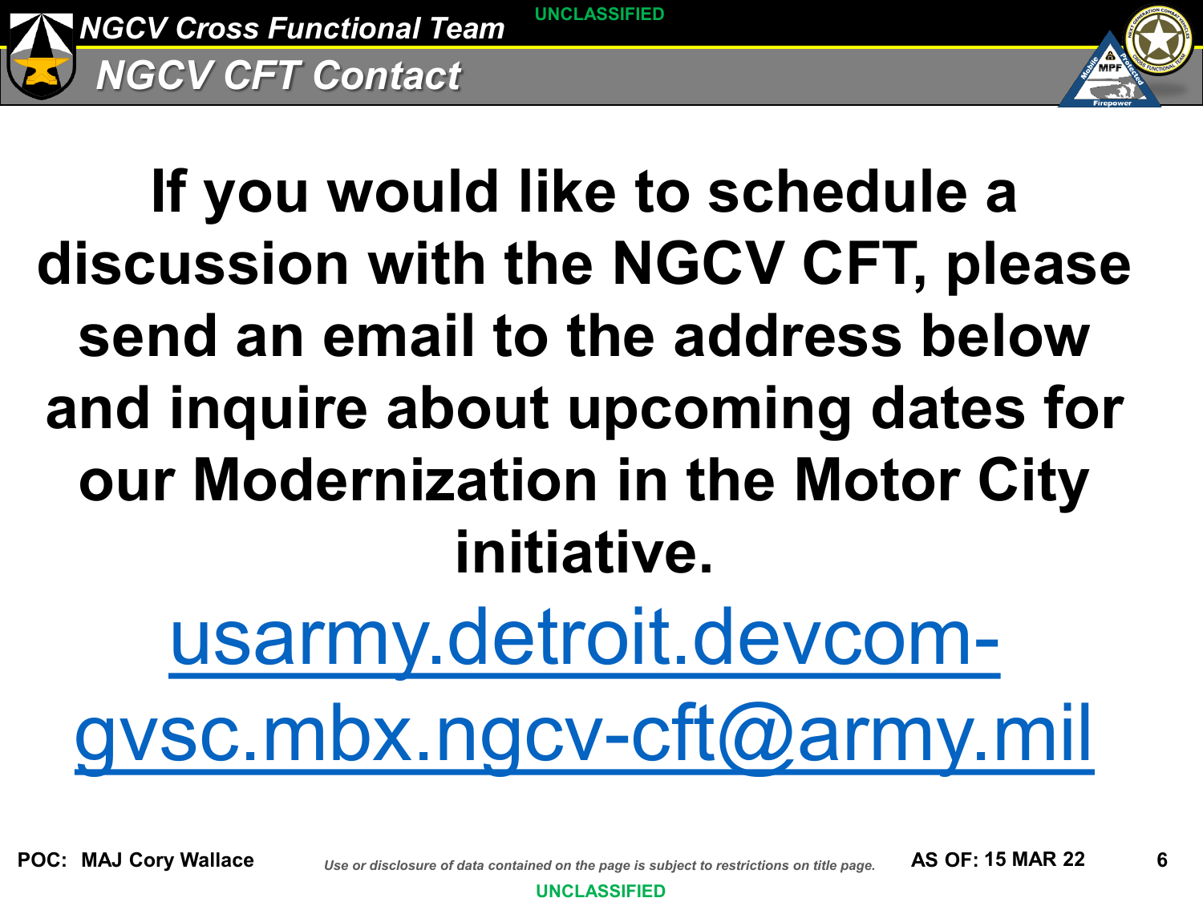# NGCV CFT Contact

**If you would like to schedule a discussion with the NGCV CFT, please send an email to the address below and inquire about upcoming dates for our Modernization in the Motor City initiative.**

usarmy.detroit.devcom-gvsc.mbx.ngcv-cft@army.mil

POC: MAJ Cory Wallace

*Use or disclosure of data contained on the page is subject to restrictions on title page.*

AS OF: 15 MAR 22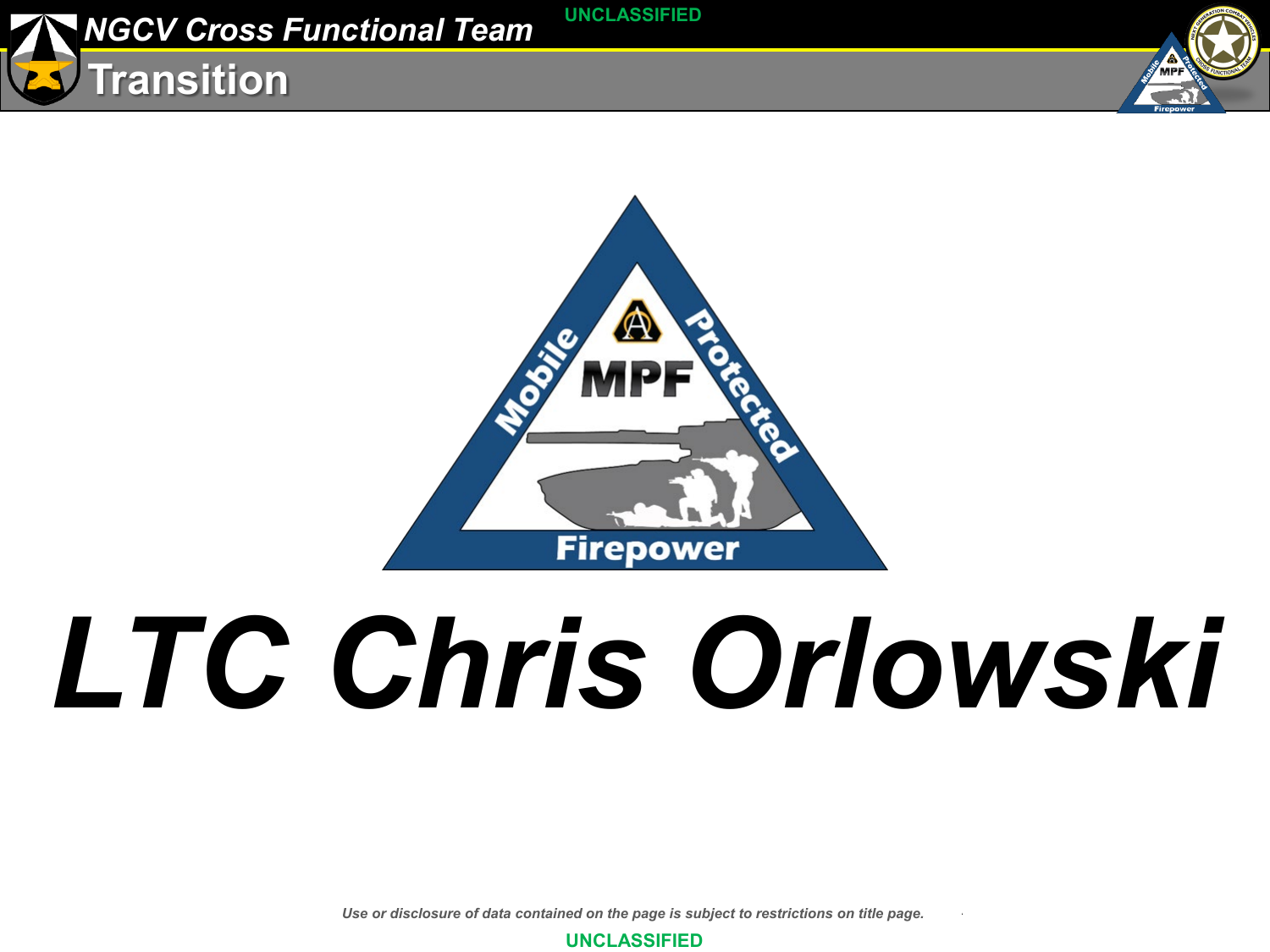UNCLASSIFIED

# NGCV Cross Functional Team

## Transition

Mobile Protected Firepower

MPF

# LTC Chris Orlowski

*Use or disclosure of data contained on the page is subject to restrictions on title page.*

UNCLASSIFIED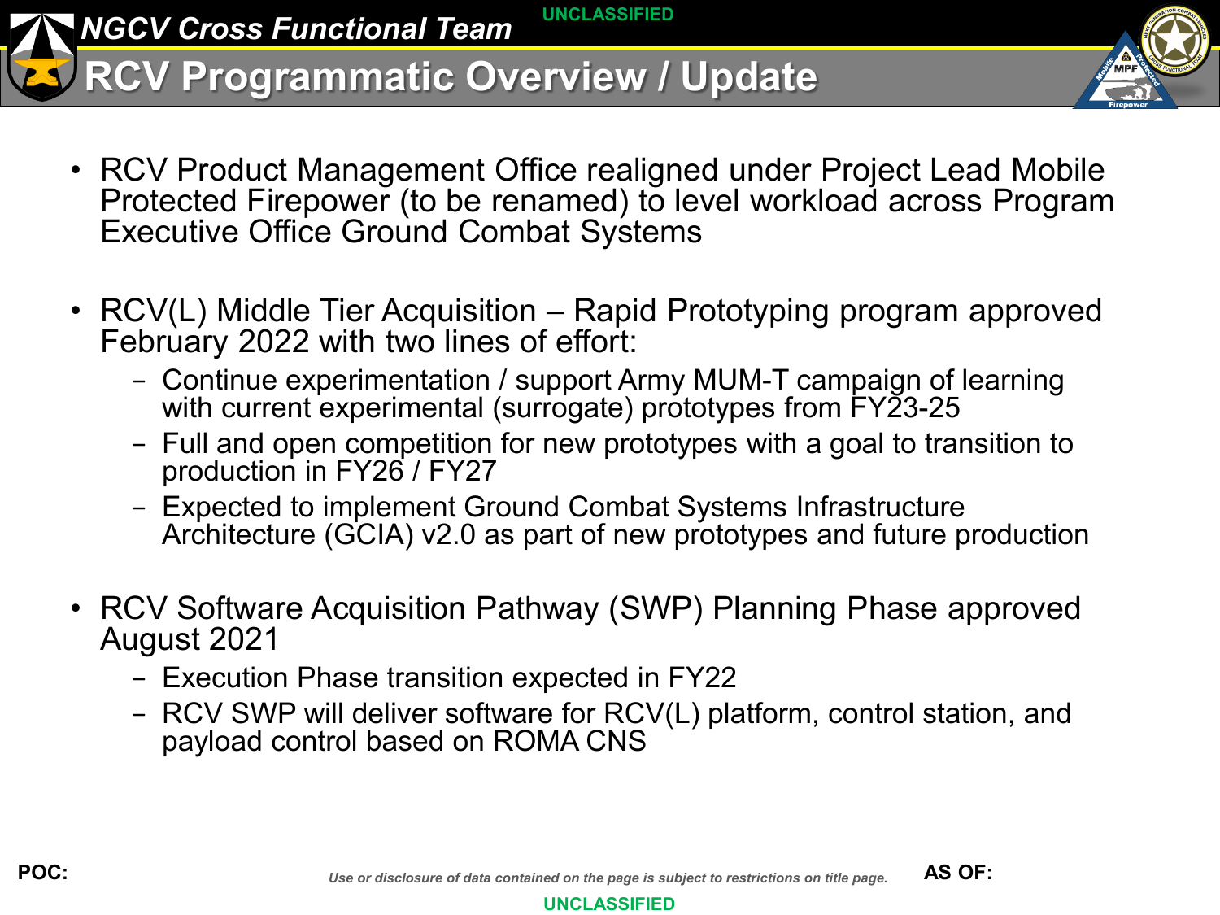# RCV Programmatic Overview / Update

- RCV Product Management Office realigned under Project Lead Mobile Protected Firepower (to be renamed) to level workload across Program Executive Office Ground Combat Systems

- RCV(L) Middle Tier Acquisition – Rapid Prototyping program approved February 2022 with two lines of effort:
  - Continue experimentation / support Army MUM-T campaign of learning with current experimental (surrogate) prototypes from FY23-25
  - Full and open competition for new prototypes with a goal to transition to production in FY26 / FY27
  - Expected to implement Ground Combat Systems Infrastructure Architecture (GCIA) v2.0 as part of new prototypes and future production

- RCV Software Acquisition Pathway (SWP) Planning Phase approved August 2021
  - Execution Phase transition expected in FY22
  - RCV SWP will deliver software for RCV(L) platform, control station, and payload control based on ROMA CNS

**POC:**

*Use or disclosure of data contained on the page is subject to restrictions on title page.*

**AS OF:**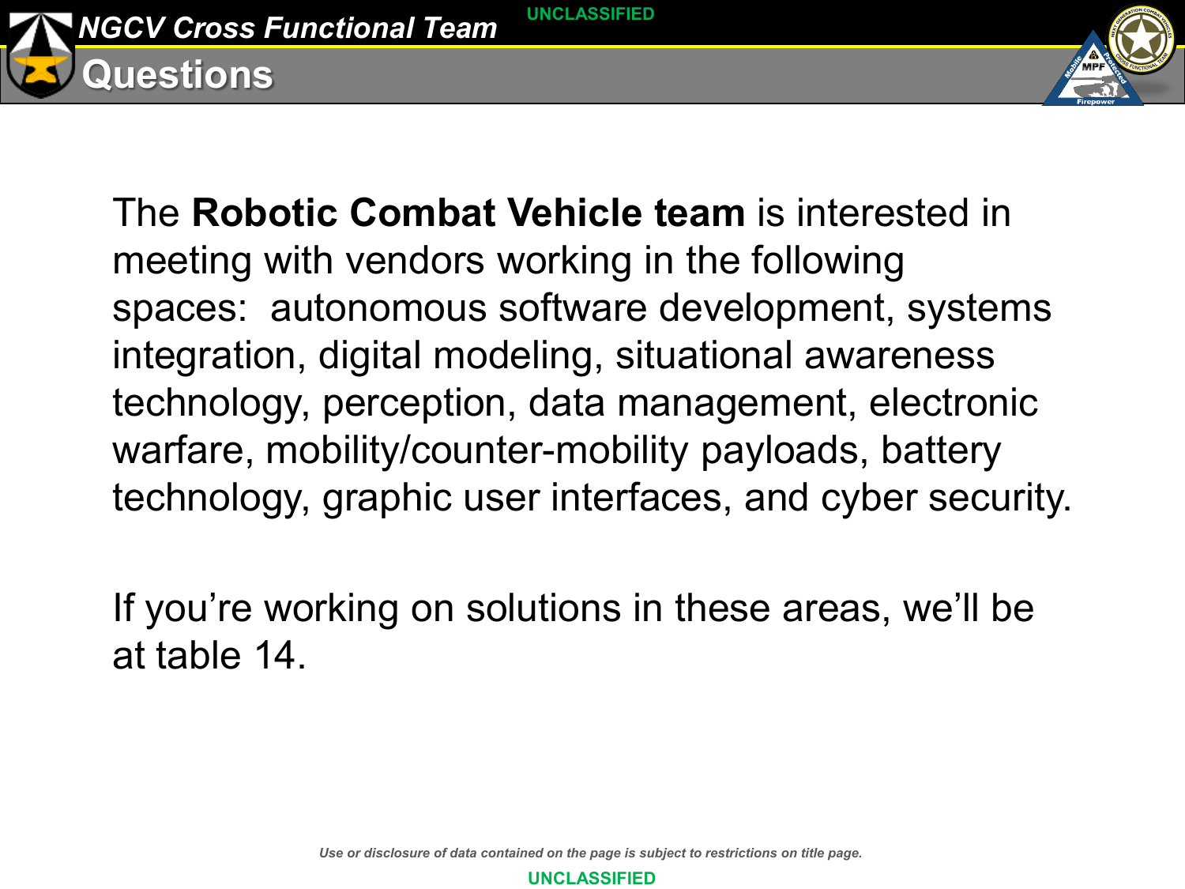# Questions

The **Robotic Combat Vehicle team** is interested in meeting with vendors working in the following spaces: autonomous software development, systems integration, digital modeling, situational awareness technology, perception, data management, electronic warfare, mobility/counter-mobility payloads, battery technology, graphic user interfaces, and cyber security.

If you're working on solutions in these areas, we'll be at table 14.